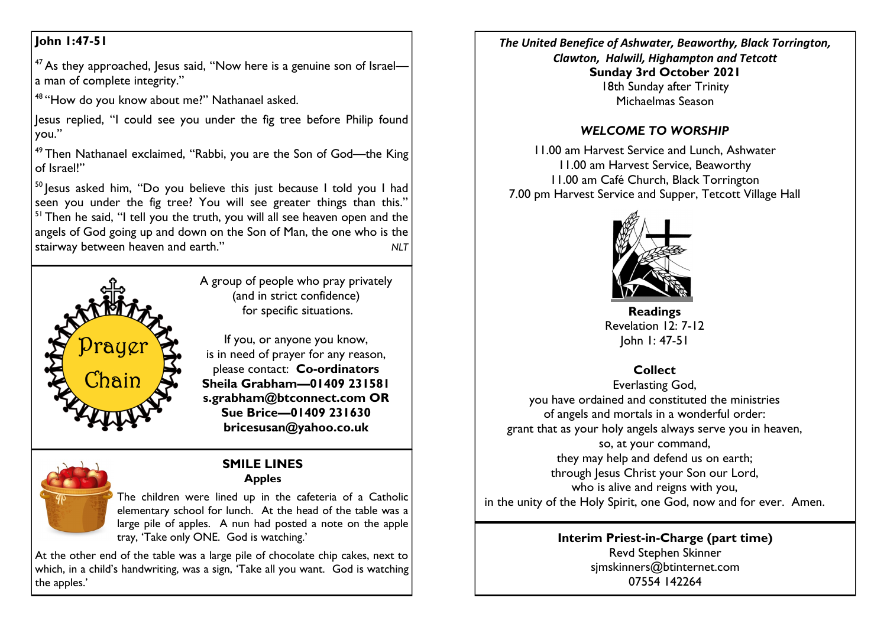**John 1:47-51**

[47] As they approached, Jesus said, "Now here is a genuine son of Israel—a man of complete integrity."

[48] "How do you know about me?" Nathanael asked.

Jesus replied, "I could see you under the fig tree before Philip found you."

[49] Then Nathanael exclaimed, "Rabbi, you are the Son of God—the King of Israel!"

[50] Jesus asked him, "Do you believe this just because I told you I had seen you under the fig tree? You will see greater things than this." [51] Then he said, "I tell you the truth, you will all see heaven open and the angels of God going up and down on the Son of Man, the one who is the stairway between heaven and earth." *NLT*

Prayer Chain

A group of people who pray privately (and in strict confidence) for specific situations.

If you, or anyone you know, is in need of prayer for any reason, please contact: **Co-ordinators**
**Sheila Grabham—01409 231581**
**s.grabham@btconnect.com OR**
**Sue Brice—01409 231630**
**bricesusan@yahoo.co.uk**

**SMILE LINES**
**Apples**

The children were lined up in the cafeteria of a Catholic elementary school for lunch. At the head of the table was a large pile of apples. A nun had posted a note on the apple tray, 'Take only ONE. God is watching.'

At the other end of the table was a large pile of chocolate chip cakes, next to which, in a child's handwriting, was a sign, 'Take all you want. God is watching the apples.'

***The United Benefice of Ashwater, Beaworthy, Black Torrington, Clawton, Halwill, Highampton and Tetcott***
**Sunday 3rd October 2021**
18th Sunday after Trinity
Michaelmas Season

***WELCOME TO WORSHIP***

11.00 am Harvest Service and Lunch, Ashwater
11.00 am Harvest Service, Beaworthy
11.00 am Café Church, Black Torrington
7.00 pm Harvest Service and Supper, Tetcott Village Hall

**Readings**
Revelation 12: 7-12
John 1: 47-51

**Collect**

Everlasting God,
you have ordained and constituted the ministries
of angels and mortals in a wonderful order:
grant that as your holy angels always serve you in heaven,
so, at your command,
they may help and defend us on earth;
through Jesus Christ your Son our Lord,
who is alive and reigns with you,
in the unity of the Holy Spirit, one God, now and for ever. Amen.

**Interim Priest-in-Charge (part time)**
Revd Stephen Skinner
sjmskinners@btinternet.com
07554 142264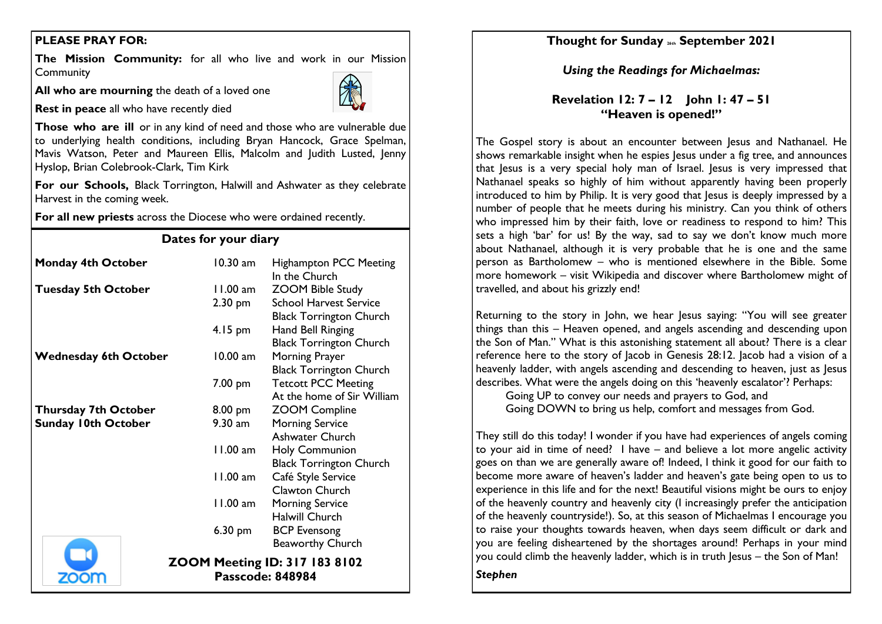**PLEASE PRAY FOR:**

**The Mission Community:** for all who live and work in our Mission Community

**All who are mourning** the death of a loved one

**Rest in peace** all who have recently died

**Those who are ill** or in any kind of need and those who are vulnerable due to underlying health conditions, including Bryan Hancock, Grace Spelman, Mavis Watson, Peter and Maureen Ellis, Malcolm and Judith Lusted, Jenny Hyslop, Brian Colebrook-Clark, Tim Kirk

**For our Schools,** Black Torrington, Halwill and Ashwater as they celebrate Harvest in the coming week.

**For all new priests** across the Diocese who were ordained recently.

## Dates for your diary

| | | |
|---|---|---|
| **Monday 4th October** | 10.30 am | Highampton PCC Meeting In the Church |
| **Tuesday 5th October** | 11.00 am | ZOOM Bible Study |
| | 2.30 pm | School Harvest Service Black Torrington Church |
| | 4.15 pm | Hand Bell Ringing Black Torrington Church |
| **Wednesday 6th October** | 10.00 am | Morning Prayer Black Torrington Church |
| | 7.00 pm | Tetcott PCC Meeting At the home of Sir William |
| **Thursday 7th October** | 8.00 pm | ZOOM Compline |
| **Sunday 10th October** | 9.30 am | Morning Service Ashwater Church |
| | 11.00 am | Holy Communion Black Torrington Church |
| | 11.00 am | Café Style Service Clawton Church |
| | 11.00 am | Morning Service Halwill Church |
| | 6.30 pm | BCP Evensong Beaworthy Church |

**ZOOM Meeting ID: 317 183 8102**
**Passcode: 848984**

## Thought for Sunday 26th September 2021

*Using the Readings for Michaelmas:*

**Revelation 12: 7 – 12 John 1: 47 – 51**
**"Heaven is opened!"**

The Gospel story is about an encounter between Jesus and Nathanael. He shows remarkable insight when he espies Jesus under a fig tree, and announces that Jesus is a very special holy man of Israel. Jesus is very impressed that Nathanael speaks so highly of him without apparently having been properly introduced to him by Philip. It is very good that Jesus is deeply impressed by a number of people that he meets during his ministry. Can you think of others who impressed him by their faith, love or readiness to respond to him? This sets a high 'bar' for us! By the way, sad to say we don't know much more about Nathanael, although it is very probable that he is one and the same person as Bartholomew – who is mentioned elsewhere in the Bible. Some more homework – visit Wikipedia and discover where Bartholomew might of travelled, and about his grizzly end!

Returning to the story in John, we hear Jesus saying: "You will see greater things than this – Heaven opened, and angels ascending and descending upon the Son of Man." What is this astonishing statement all about? There is a clear reference here to the story of Jacob in Genesis 28:12. Jacob had a vision of a heavenly ladder, with angels ascending and descending to heaven, just as Jesus describes. What were the angels doing on this 'heavenly escalator'? Perhaps:

Going UP to convey our needs and prayers to God, and
Going DOWN to bring us help, comfort and messages from God.

They still do this today! I wonder if you have had experiences of angels coming to your aid in time of need? I have – and believe a lot more angelic activity goes on than we are generally aware of! Indeed, I think it good for our faith to become more aware of heaven's ladder and heaven's gate being open to us to experience in this life and for the next! Beautiful visions might be ours to enjoy of the heavenly country and heavenly city (I increasingly prefer the anticipation of the heavenly countryside!). So, at this season of Michaelmas I encourage you to raise your thoughts towards heaven, when days seem difficult or dark and you are feeling disheartened by the shortages around! Perhaps in your mind you could climb the heavenly ladder, which is in truth Jesus – the Son of Man!

***Stephen***